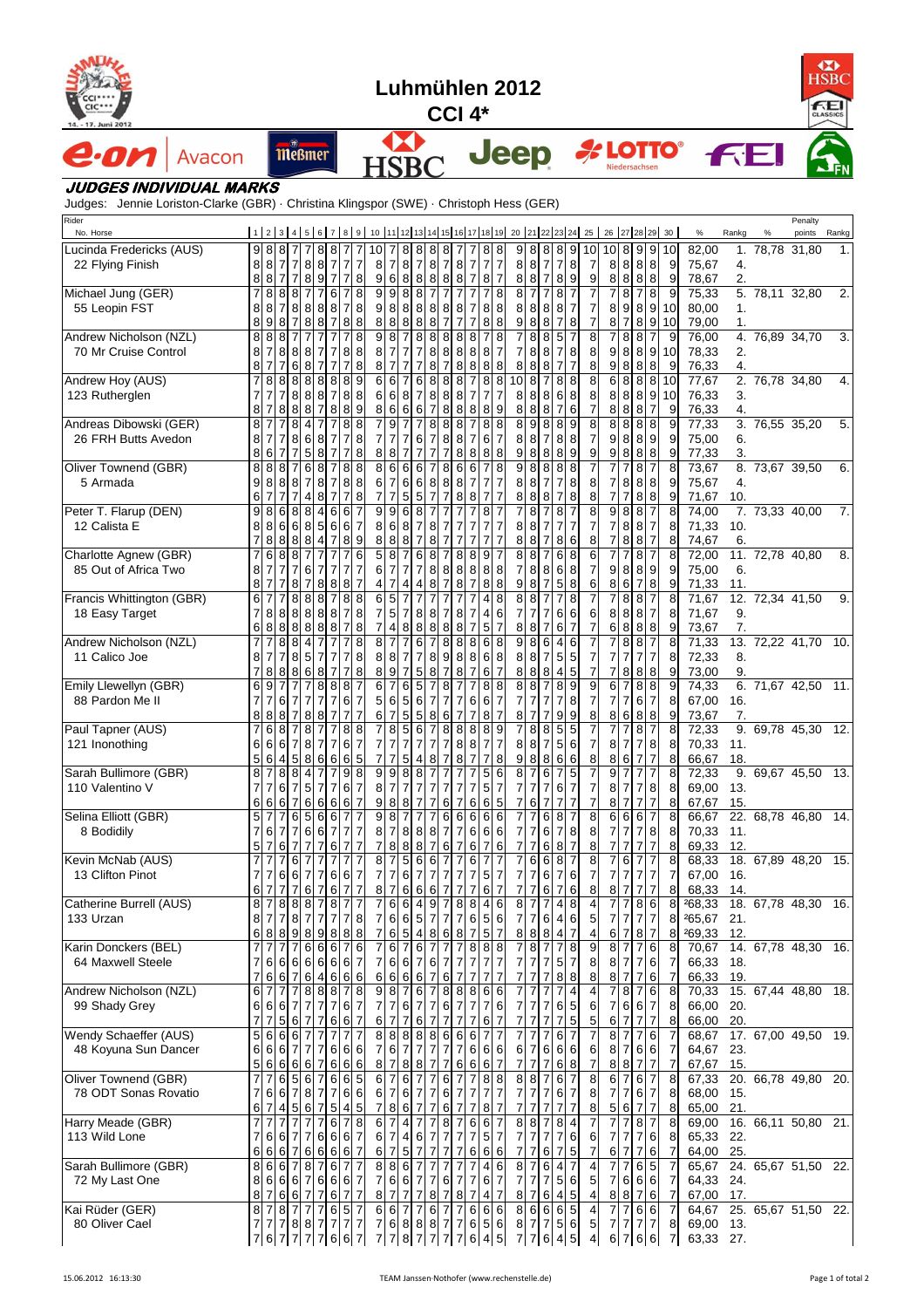# Luhmühlen 2012

## CCI 4*

### JUDGES INDIVIDUAL MARKS

Judges: Jennie Loriston-Clarke (GBR) · Christina Klingspor (SWE) · Christoph Hess (GER)

| Rider / No. Horse | 1 | 2 | 3 | 4 | 5 | 6 | 7 | 8 | 9 | 10 | 11 | 12 | 13 | 14 | 15 | 16 | 17 | 18 | 19 | 20 | 21 | 22 | 23 | 24 | 25 | 26 | 27 | 28 | 29 | 30 | % | Rankg | % | Penalty points | Rankg |
|---|---|---|---|---|---|---|---|---|---|---|---|---|---|---|---|---|---|---|---|---|---|---|---|---|---|---|---|---|---|---|---|---|---|---|---|
| Lucinda Fredericks (AUS) | 9 | 8 | 8 | 7 | 7 | 8 | 8 | 7 | 7 | 10 | 7 | 8 | 8 | 8 | 8 | 7 | 7 | 8 | 8 | 9 | 8 | 8 | 8 | 9 | 10 | 10 | 8 | 9 | 9 | 10 | 82,00 | 1. | 78,78 | 31,80 | 1. |
| 22 Flying Finish | 8 | 8 | 7 | 7 | 8 | 8 | 7 | 7 | 7 | 8 | 7 | 8 | 7 | 8 | 7 | 8 | 7 | 7 | 7 | 8 | 8 | 7 | 7 | 8 | 7 | 8 | 8 | 8 | 8 | 9 | 75,67 | 4. | | | |
| | 8 | 8 | 7 | 7 | 8 | 9 | 7 | 7 | 8 | 9 | 6 | 8 | 8 | 8 | 8 | 8 | 7 | 8 | 7 | 8 | 8 | 7 | 8 | 9 | 9 | 8 | 8 | 8 | 8 | 9 | 78,67 | 2. | | | |
| Michael Jung (GER) | 7 | 8 | 8 | 8 | 7 | 7 | 6 | 7 | 8 | 9 | 9 | 8 | 8 | 7 | 7 | 7 | 7 | 7 | 8 | 8 | 7 | 7 | 8 | 7 | 7 | 7 | 8 | 7 | 8 | 9 | 75,33 | 5. | 78,11 | 32,80 | 2. |
| 55 Leopin FST | 8 | 8 | 7 | 8 | 8 | 8 | 8 | 7 | 8 | 9 | 8 | 8 | 8 | 8 | 8 | 8 | 7 | 8 | 8 | 8 | 8 | 8 | 8 | 7 | 7 | 8 | 9 | 8 | 9 | 10 | 80,00 | 1. | | | |
| | 8 | 9 | 8 | 7 | 8 | 8 | 7 | 8 | 8 | 8 | 8 | 8 | 8 | 8 | 7 | 7 | 7 | 8 | 8 | 9 | 8 | 8 | 7 | 8 | 7 | 8 | 7 | 8 | 9 | 10 | 79,00 | 1. | | | |
| Andrew Nicholson (NZL) | 8 | 8 | 8 | 7 | 7 | 7 | 7 | 7 | 8 | 9 | 8 | 7 | 8 | 8 | 8 | 8 | 8 | 7 | 8 | 7 | 8 | 8 | 5 | 7 | 8 | 7 | 8 | 8 | 7 | 9 | 76,00 | 4. | 76,89 | 34,70 | 3. |
| 70 Mr Cruise Control | 8 | 7 | 8 | 8 | 8 | 7 | 7 | 8 | 8 | 8 | 7 | 7 | 7 | 8 | 8 | 8 | 8 | 7 | 8 | 7 | 8 | 8 | 7 | 8 | 8 | 9 | 8 | 8 | 9 | 10 | 78,33 | 2. | | | |
| | 8 | 7 | 7 | 6 | 8 | 7 | 7 | 7 | 8 | 8 | 7 | 7 | 7 | 8 | 7 | 8 | 8 | 8 | 8 | 8 | 8 | 8 | 7 | 7 | 8 | 9 | 8 | 8 | 8 | 9 | 76,33 | 4. | | | |
| Andrew Hoy (AUS) | 7 | 8 | 8 | 8 | 8 | 8 | 8 | 8 | 9 | 6 | 6 | 7 | 6 | 8 | 8 | 8 | 7 | 8 | 8 | 10 | 8 | 7 | 8 | 8 | 8 | 6 | 8 | 8 | 8 | 10 | 77,67 | 2. | 76,78 | 34,80 | 4. |
| 123 Rutherglen | 7 | 7 | 7 | 8 | 8 | 8 | 7 | 8 | 8 | 6 | 6 | 8 | 7 | 8 | 8 | 8 | 8 | 7 | 7 | 8 | 8 | 8 | 6 | 8 | 8 | 8 | 8 | 8 | 9 | 10 | 76,33 | 3. | | | |
| | 8 | 7 | 8 | 8 | 8 | 7 | 8 | 8 | 9 | 8 | 6 | 6 | 6 | 7 | 8 | 8 | 8 | 8 | 9 | 8 | 8 | 8 | 7 | 6 | 7 | 8 | 8 | 8 | 7 | 9 | 76,33 | 4. | | | |
| Andreas Dibowski (GER) | 8 | 7 | 7 | 8 | 4 | 7 | 7 | 8 | 8 | 7 | 9 | 7 | 7 | 8 | 8 | 7 | 7 | 8 | 8 | 8 | 9 | 8 | 8 | 9 | 8 | 8 | 8 | 8 | 8 | 9 | 77,33 | 3. | 76,55 | 35,20 | 5. |
| 26 FRH Butts Avedon | 8 | 7 | 7 | 8 | 6 | 8 | 7 | 7 | 8 | 7 | 7 | 7 | 6 | 7 | 8 | 8 | 7 | 6 | 7 | 8 | 8 | 7 | 8 | 8 | 7 | 9 | 8 | 8 | 9 | 9 | 75,00 | 6. | | | |
| | 8 | 6 | 7 | 7 | 5 | 8 | 7 | 7 | 8 | 8 | 8 | 7 | 7 | 7 | 7 | 8 | 8 | 8 | 8 | 9 | 8 | 8 | 8 | 9 | 9 | 9 | 8 | 8 | 8 | 9 | 77,33 | 3. | | | |
| Oliver Townend (GBR) | 8 | 8 | 8 | 7 | 6 | 8 | 7 | 8 | 8 | 8 | 6 | 6 | 6 | 7 | 8 | 6 | 6 | 7 | 8 | 9 | 8 | 8 | 8 | 8 | 7 | 7 | 7 | 8 | 7 | 8 | 73,67 | 8. | 73,67 | 39,50 | 6. |
| 5 Armada | 9 | 8 | 8 | 8 | 7 | 8 | 7 | 8 | 8 | 6 | 7 | 6 | 6 | 8 | 8 | 8 | 7 | 7 | 7 | 8 | 8 | 7 | 7 | 8 | 8 | 7 | 8 | 8 | 8 | 9 | 75,67 | 4. | | | |
| | 6 | 7 | 7 | 7 | 4 | 8 | 7 | 7 | 8 | 7 | 7 | 5 | 5 | 7 | 7 | 8 | 8 | 7 | 7 | 8 | 8 | 8 | 7 | 8 | 8 | 7 | 7 | 8 | 8 | 9 | 71,67 | 10. | | | |
| Peter T. Flarup (DEN) | 9 | 8 | 6 | 8 | 8 | 4 | 6 | 6 | 7 | 9 | 9 | 6 | 8 | 7 | 7 | 7 | 7 | 8 | 7 | 7 | 8 | 7 | 8 | 7 | 8 | 9 | 8 | 8 | 7 | 8 | 74,00 | 7. | 73,33 | 40,00 | 7. |
| 12 Calista E | 8 | 8 | 6 | 6 | 8 | 5 | 6 | 6 | 7 | 8 | 6 | 8 | 7 | 8 | 7 | 7 | 7 | 7 | 7 | 8 | 8 | 7 | 7 | 7 | 7 | 7 | 8 | 8 | 7 | 8 | 71,33 | 10. | | | |
| | 7 | 8 | 8 | 8 | 8 | 4 | 7 | 8 | 9 | 8 | 8 | 8 | 7 | 8 | 7 | 7 | 7 | 7 | 7 | 8 | 8 | 7 | 8 | 6 | 8 | 7 | 8 | 8 | 7 | 8 | 74,67 | 6. | | | |
| Charlotte Agnew (GBR) | 7 | 6 | 8 | 8 | 7 | 7 | 7 | 7 | 6 | 5 | 8 | 7 | 6 | 8 | 7 | 8 | 8 | 9 | 7 | 8 | 8 | 7 | 6 | 8 | 6 | 7 | 7 | 8 | 7 | 8 | 72,00 | 11. | 72,78 | 40,80 | 8. |
| 85 Out of Africa Two | 8 | 7 | 7 | 7 | 6 | 7 | 7 | 7 | 7 | 6 | 7 | 7 | 7 | 8 | 8 | 8 | 8 | 8 | 8 | 7 | 8 | 8 | 6 | 8 | 7 | 9 | 8 | 8 | 9 | 9 | 75,00 | 6. | | | |
| | 8 | 7 | 7 | 8 | 7 | 8 | 8 | 8 | 7 | 4 | 7 | 4 | 4 | 8 | 7 | 8 | 7 | 8 | 8 | 9 | 8 | 7 | 5 | 8 | 6 | 8 | 6 | 7 | 8 | 9 | 71,33 | 11. | | | |
| Francis Whittington (GBR) | 6 | 7 | 7 | 8 | 8 | 8 | 7 | 8 | 8 | 6 | 5 | 7 | 7 | 7 | 7 | 7 | 7 | 4 | 8 | 8 | 8 | 7 | 7 | 8 | 7 | 7 | 8 | 8 | 7 | 8 | 71,67 | 12. | 72,34 | 41,50 | 9. |
| 18 Easy Target | 7 | 8 | 8 | 8 | 8 | 8 | 8 | 7 | 8 | 7 | 5 | 7 | 8 | 8 | 7 | 8 | 7 | 4 | 6 | 7 | 7 | 7 | 6 | 6 | 6 | 8 | 8 | 8 | 7 | 8 | 71,67 | 9. | | | |
| | 6 | 8 | 8 | 8 | 8 | 8 | 8 | 7 | 8 | 7 | 4 | 8 | 8 | 8 | 8 | 8 | 7 | 5 | 7 | 8 | 8 | 7 | 6 | 7 | 7 | 6 | 8 | 8 | 8 | 9 | 73,67 | 7. | | | |
| Andrew Nicholson (NZL) | 7 | 7 | 8 | 8 | 4 | 7 | 7 | 7 | 8 | 8 | 7 | 7 | 6 | 7 | 8 | 8 | 8 | 6 | 8 | 9 | 8 | 6 | 4 | 6 | 7 | 7 | 8 | 8 | 7 | 8 | 71,33 | 13. | 72,22 | 41,70 | 10. |
| 11 Calico Joe | 8 | 7 | 7 | 8 | 5 | 7 | 7 | 7 | 8 | 8 | 8 | 7 | 7 | 8 | 9 | 8 | 8 | 6 | 8 | 8 | 8 | 7 | 5 | 5 | 7 | 7 | 7 | 7 | 7 | 8 | 72,33 | 8. | | | |
| | 7 | 8 | 8 | 8 | 6 | 8 | 7 | 7 | 8 | 8 | 9 | 7 | 5 | 8 | 7 | 8 | 7 | 6 | 7 | 8 | 8 | 8 | 4 | 5 | 7 | 7 | 8 | 8 | 8 | 9 | 73,00 | 9. | | | |
| Emily Llewellyn (GBR) | 6 | 9 | 7 | 7 | 7 | 8 | 8 | 8 | 7 | 6 | 7 | 6 | 5 | 7 | 8 | 7 | 7 | 8 | 8 | 8 | 8 | 7 | 8 | 9 | 9 | 6 | 7 | 8 | 8 | 9 | 74,33 | 6. | 71,67 | 42,50 | 11. |
| 88 Pardon Me II | 7 | 7 | 6 | 7 | 7 | 7 | 7 | 6 | 7 | 5 | 6 | 5 | 6 | 7 | 7 | 7 | 6 | 6 | 7 | 7 | 7 | 7 | 7 | 8 | 7 | 7 | 7 | 6 | 7 | 8 | 67,00 | 16. | | | |
| | 8 | 8 | 8 | 7 | 8 | 8 | 7 | 7 | 7 | 6 | 7 | 5 | 5 | 8 | 6 | 7 | 7 | 8 | 7 | 8 | 7 | 7 | 9 | 9 | 8 | 8 | 6 | 8 | 8 | 9 | 73,67 | 7. | | | |
| Paul Tapner (AUS) | 7 | 6 | 8 | 7 | 8 | 7 | 7 | 8 | 8 | 7 | 8 | 5 | 6 | 7 | 8 | 8 | 8 | 8 | 9 | 7 | 8 | 8 | 5 | 5 | 7 | 7 | 7 | 8 | 7 | 8 | 72,33 | 9. | 69,78 | 45,30 | 12. |
| 121 Inonothing | 6 | 6 | 6 | 7 | 8 | 7 | 7 | 6 | 7 | 7 | 7 | 7 | 7 | 7 | 7 | 8 | 8 | 7 | 7 | 8 | 8 | 7 | 5 | 6 | 7 | 8 | 7 | 7 | 8 | 8 | 70,33 | 11. | | | |
| | 5 | 6 | 4 | 5 | 8 | 6 | 6 | 6 | 5 | 7 | 7 | 5 | 4 | 8 | 7 | 8 | 7 | 7 | 8 | 9 | 8 | 8 | 6 | 6 | 8 | 8 | 6 | 7 | 7 | 8 | 66,67 | 18. | | | |
| Sarah Bullimore (GBR) | 8 | 7 | 8 | 8 | 4 | 7 | 7 | 9 | 8 | 9 | 9 | 8 | 8 | 7 | 7 | 7 | 7 | 5 | 6 | 8 | 7 | 6 | 7 | 5 | 7 | 9 | 7 | 7 | 7 | 8 | 72,33 | 9. | 69,67 | 45,50 | 13. |
| 110 Valentino V | 7 | 7 | 6 | 7 | 5 | 7 | 7 | 6 | 7 | 8 | 7 | 7 | 7 | 7 | 7 | 7 | 7 | 5 | 7 | 7 | 7 | 7 | 6 | 7 | 7 | 8 | 7 | 7 | 8 | 8 | 69,00 | 13. | | | |
| | 6 | 6 | 6 | 7 | 6 | 6 | 6 | 6 | 7 | 9 | 8 | 8 | 7 | 7 | 6 | 7 | 6 | 6 | 5 | 7 | 6 | 7 | 7 | 7 | 7 | 8 | 7 | 7 | 7 | 8 | 67,67 | 15. | | | |
| Selina Elliott (GBR) | 5 | 7 | 7 | 6 | 5 | 6 | 6 | 7 | 7 | 9 | 8 | 7 | 7 | 7 | 6 | 6 | 6 | 6 | 6 | 7 | 7 | 6 | 8 | 7 | 8 | 6 | 6 | 6 | 7 | 8 | 66,67 | 22. | 68,78 | 46,80 | 14. |
| 8 Bodidily | 7 | 6 | 7 | 7 | 6 | 6 | 7 | 7 | 7 | 8 | 7 | 8 | 8 | 8 | 7 | 7 | 6 | 6 | 6 | 7 | 7 | 6 | 7 | 8 | 8 | 7 | 7 | 7 | 8 | 8 | 70,33 | 11. | | | |
| | 5 | 7 | 6 | 7 | 7 | 7 | 6 | 7 | 7 | 7 | 8 | 8 | 8 | 7 | 6 | 7 | 6 | 7 | 6 | 7 | 7 | 6 | 8 | 7 | 8 | 7 | 7 | 7 | 7 | 8 | 69,33 | 12. | | | |
| Kevin McNab (AUS) | 7 | 7 | 7 | 6 | 7 | 7 | 7 | 7 | 7 | 8 | 7 | 5 | 6 | 6 | 7 | 7 | 6 | 7 | 7 | 7 | 6 | 6 | 8 | 7 | 8 | 7 | 6 | 7 | 7 | 8 | 68,33 | 18. | 67,89 | 48,20 | 15. |
| 13 Clifton Pinot | 7 | 7 | 6 | 6 | 7 | 7 | 6 | 6 | 7 | 7 | 7 | 6 | 7 | 7 | 7 | 7 | 7 | 5 | 7 | 7 | 7 | 6 | 7 | 6 | 7 | 7 | 7 | 7 | 7 | 7 | 67,00 | 16. | | | |
| | 6 | 7 | 7 | 7 | 6 | 7 | 6 | 7 | 7 | 8 | 7 | 6 | 6 | 6 | 7 | 7 | 7 | 6 | 7 | 7 | 7 | 6 | 7 | 6 | 8 | 8 | 7 | 7 | 7 | 8 | 68,00 | 14. | | | |
| Catherine Burrell (AUS) | 8 | 7 | 8 | 8 | 8 | 7 | 8 | 7 | 7 | 7 | 6 | 6 | 4 | 9 | 7 | 8 | 8 | 4 | 6 | 8 | 7 | 7 | 4 | 8 | 4 | 7 | 7 | 8 | 6 | 8 | [2]68,33 | 18. | 67,78 | 48,30 | 16. |
| 133 Urzan | 8 | 7 | 7 | 8 | 7 | 7 | 7 | 7 | 8 | 7 | 6 | 6 | 5 | 7 | 7 | 7 | 6 | 5 | 6 | 7 | 7 | 6 | 4 | 6 | 5 | 7 | 7 | 7 | 7 | 8 | [2]65,67 | 21. | | | |
| | 6 | 8 | 8 | 9 | 8 | 9 | 8 | 8 | 8 | 7 | 6 | 5 | 4 | 8 | 6 | 8 | 7 | 5 | 7 | 8 | 8 | 8 | 4 | 7 | 4 | 6 | 7 | 8 | 7 | 8 | [2]69,33 | 12. | | | |
| Karin Donckers (BEL) | 7 | 7 | 7 | 7 | 6 | 6 | 6 | 7 | 6 | 7 | 6 | 7 | 6 | 7 | 7 | 7 | 8 | 8 | 8 | 7 | 8 | 7 | 7 | 8 | 9 | 8 | 7 | 7 | 6 | 8 | 70,67 | 14. | 67,78 | 48,30 | 16. |
| 64 Maxwell Steele | 7 | 6 | 6 | 6 | 6 | 6 | 6 | 6 | 7 | 7 | 6 | 6 | 7 | 6 | 7 | 7 | 7 | 7 | 7 | 7 | 7 | 7 | 5 | 7 | 8 | 8 | 7 | 7 | 6 | 7 | 66,33 | 18. | | | |
| | 7 | 6 | 6 | 7 | 6 | 4 | 6 | 6 | 6 | 6 | 6 | 6 | 6 | 7 | 6 | 7 | 7 | 7 | 7 | 7 | 7 | 7 | 8 | 8 | 8 | 8 | 7 | 7 | 6 | 7 | 66,33 | 19. | | | |
| Andrew Nicholson (NZL) | 6 | 7 | 7 | 7 | 8 | 8 | 8 | 7 | 8 | 9 | 8 | 7 | 6 | 7 | 8 | 8 | 8 | 6 | 6 | 7 | 7 | 7 | 7 | 4 | 4 | 7 | 8 | 7 | 6 | 8 | 70,33 | 15. | 67,44 | 48,80 | 18. |
| 99 Shady Grey | 6 | 6 | 6 | 7 | 7 | 7 | 7 | 6 | 7 | 7 | 7 | 6 | 7 | 7 | 6 | 7 | 7 | 7 | 6 | 7 | 7 | 7 | 6 | 5 | 6 | 7 | 6 | 6 | 7 | 8 | 66,00 | 20. | | | |
| | 7 | 7 | 5 | 6 | 7 | 7 | 6 | 6 | 7 | 6 | 7 | 7 | 6 | 7 | 7 | 7 | 7 | 6 | 7 | 7 | 7 | 7 | 7 | 5 | 5 | 6 | 7 | 7 | 7 | 8 | 66,00 | 20. | | | |
| Wendy Schaeffer (AUS) | 5 | 6 | 6 | 6 | 7 | 7 | 7 | 7 | 7 | 8 | 8 | 8 | 8 | 8 | 6 | 6 | 6 | 7 | 7 | 7 | 7 | 7 | 6 | 7 | 7 | 8 | 7 | 7 | 6 | 7 | 68,67 | 17. | 67,00 | 49,50 | 19. |
| 48 Koyuna Sun Dancer | 6 | 6 | 6 | 7 | 7 | 7 | 6 | 6 | 6 | 7 | 6 | 7 | 7 | 7 | 7 | 7 | 6 | 6 | 6 | 6 | 7 | 6 | 6 | 6 | 6 | 8 | 7 | 6 | 6 | 7 | 64,67 | 23. | | | |
| | 5 | 6 | 6 | 6 | 6 | 7 | 6 | 6 | 6 | 8 | 7 | 8 | 8 | 7 | 7 | 6 | 6 | 6 | 7 | 7 | 7 | 7 | 6 | 8 | 7 | 8 | 8 | 7 | 7 | 7 | 67,67 | 15. | | | |
| Oliver Townend (GBR) | 7 | 7 | 6 | 5 | 6 | 7 | 6 | 6 | 5 | 6 | 7 | 6 | 7 | 7 | 6 | 7 | 7 | 8 | 8 | 8 | 8 | 7 | 6 | 7 | 8 | 6 | 7 | 6 | 7 | 8 | 67,33 | 20. | 66,78 | 49,80 | 20. |
| 78 ODT Sonas Rovatio | 7 | 6 | 6 | 7 | 8 | 7 | 7 | 6 | 6 | 6 | 7 | 6 | 7 | 7 | 6 | 7 | 7 | 7 | 7 | 7 | 7 | 7 | 6 | 7 | 8 | 7 | 7 | 6 | 7 | 8 | 68,00 | 15. | | | |
| | 6 | 7 | 4 | 5 | 6 | 7 | 5 | 4 | 5 | 7 | 8 | 6 | 7 | 7 | 6 | 7 | 7 | 8 | 7 | 7 | 7 | 7 | 7 | 7 | 8 | 5 | 6 | 7 | 7 | 8 | 65,00 | 21. | | | |
| Harry Meade (GBR) | 7 | 7 | 7 | 7 | 7 | 7 | 6 | 7 | 8 | 6 | 7 | 4 | 7 | 7 | 8 | 7 | 6 | 6 | 7 | 8 | 8 | 7 | 8 | 4 | 7 | 7 | 7 | 8 | 7 | 8 | 69,00 | 16. | 66,11 | 50,80 | 21. |
| 113 Wild Lone | 7 | 6 | 6 | 7 | 7 | 6 | 6 | 6 | 7 | 6 | 7 | 4 | 6 | 7 | 7 | 7 | 7 | 5 | 7 | 7 | 7 | 7 | 7 | 6 | 6 | 7 | 7 | 7 | 6 | 8 | 65,33 | 22. | | | |
| | 6 | 6 | 6 | 7 | 6 | 6 | 6 | 6 | 7 | 6 | 7 | 5 | 7 | 7 | 7 | 7 | 6 | 6 | 6 | 7 | 7 | 6 | 7 | 5 | 7 | 6 | 7 | 7 | 6 | 7 | 64,00 | 25. | | | |
| Sarah Bullimore (GBR) | 8 | 6 | 6 | 7 | 8 | 6 | 7 | 7 | 7 | 8 | 8 | 6 | 7 | 7 | 7 | 7 | 7 | 4 | 6 | 8 | 7 | 6 | 4 | 7 | 4 | 7 | 7 | 6 | 5 | 7 | 65,67 | 24. | 65,67 | 51,50 | 22. |
| 72 My Last One | 8 | 6 | 6 | 6 | 7 | 6 | 6 | 6 | 7 | 7 | 6 | 6 | 7 | 7 | 6 | 7 | 7 | 6 | 7 | 7 | 7 | 7 | 5 | 6 | 5 | 7 | 6 | 6 | 6 | 7 | 64,33 | 24. | | | |
| | 8 | 7 | 6 | 6 | 7 | 7 | 6 | 7 | 7 | 8 | 7 | 7 | 7 | 8 | 7 | 8 | 7 | 4 | 7 | 8 | 7 | 6 | 4 | 5 | 4 | 8 | 8 | 7 | 6 | 7 | 67,00 | 17. | | | |
| Kai Rüder (GER) | 8 | 7 | 8 | 7 | 7 | 7 | 6 | 5 | 7 | 6 | 6 | 7 | 7 | 6 | 7 | 7 | 6 | 6 | 6 | 8 | 6 | 6 | 6 | 5 | 4 | 7 | 7 | 6 | 6 | 7 | 64,67 | 25. | 65,67 | 51,50 | 22. |
| 80 Oliver Cael | 7 | 7 | 7 | 8 | 8 | 7 | 7 | 7 | 7 | 7 | 6 | 8 | 8 | 8 | 7 | 7 | 6 | 5 | 6 | 8 | 7 | 7 | 5 | 6 | 5 | 7 | 7 | 7 | 7 | 8 | 69,00 | 13. | | | |
| | 7 | 6 | 7 | 7 | 7 | 7 | 6 | 6 | 7 | 7 | 7 | 8 | 7 | 7 | 7 | 7 | 6 | 4 | 5 | 7 | 7 | 6 | 4 | 5 | 4 | 6 | 7 | 6 | 6 | 7 | 63,33 | 27. | | | |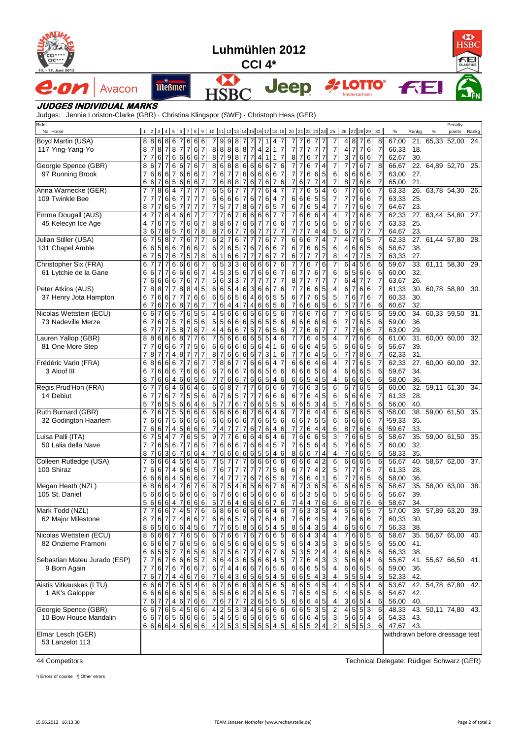# Luhmühlen 2012

## CCI 4*

14. - 17. Juni 2012

e.on Avacon · Meßmer · HSBC · Jeep · LOTTO Niedersachsen · FEI

### JUDGES INDIVIDUAL MARKS

Judges: Jennie Loriston-Clarke (GBR) · Christina Klingspor (SWE) · Christoph Hess (GER)

| Rider / No. Horse | 1 | 2 | 3 | 4 | 5 | 6 | 7 | 8 | 9 | 10 | 11 | 12 | 13 | 14 | 15 | 16 | 17 | 18 | 19 | 20 | 21 | 22 | 23 | 24 | 25 | 26 | 27 | 28 | 29 | 30 | % | Rankg | % | Penalty points | Rankg |
|---|---|---|---|---|---|---|---|---|---|---|---|---|---|---|---|---|---|---|---|---|---|---|---|---|---|---|---|---|---|---|---|---|---|---|---|
| Boyd Martin (USA) | 8 | 8 | 6 | 8 | 6 | 7 | 6 | 6 | 6 | 7 | 9 | 9 | 8 | 7 | 7 | 7 | 1 | 4 | 7 | 7 | 7 | 6 | 7 | 7 | 7 | 4 | 8 | 7 | 6 | 8 | 67,00 | 21. | 65,33 | 52,00 | 24. |
| 117 Ying-Yang-Yo | 8 | 7 | 8 | 7 | 8 | 7 | 7 | 6 | 7 | 8 | 8 | 8 | 8 | 8 | 7 | 4 | 2 | 1 | 7 | 7 | 7 | 7 | 7 | 7 | 7 | 4 | 7 | 7 | 6 | 7 | 66,33 | 18. | | | |
| | 7 | 7 | 6 | 7 | 6 | 6 | 6 | 6 | 7 | 8 | 7 | 9 | 8 | 7 | 7 | 4 | 1 | 1 | 7 | 8 | 7 | 6 | 7 | 7 | 7 | 3 | 7 | 6 | 6 | 7 | 62,67 | 30. | | | |
| Georgie Spence (GBR) | 8 | 6 | 7 | 7 | 6 | 6 | 7 | 6 | 7 | 8 | 6 | 8 | 8 | 6 | 6 | 6 | 6 | 7 | 6 | 7 | 7 | 6 | 7 | 4 | 7 | 7 | 7 | 6 | 7 | 8 | 66,67 | 22. | 64,89 | 52,70 | 25. |
| 97 Running Brook | 7 | 6 | 6 | 6 | 7 | 6 | 6 | 6 | 7 | 7 | 6 | 7 | 7 | 6 | 6 | 6 | 6 | 6 | 7 | 7 | 7 | 6 | 6 | 5 | 6 | 6 | 6 | 6 | 6 | 7 | 63,00 | 27. | | | |
| | 6 | 6 | 7 | 6 | 5 | 6 | 5 | 6 | 6 | 7 | 6 | 8 | 8 | 7 | 6 | 7 | 6 | 7 | 6 | 7 | 6 | 7 | 7 | 4 | 7 | 8 | 7 | 6 | 6 | 7 | 65,00 | 21. | | | |
| Anna Warnecke (GER) | 7 | 7 | 8 | 6 | 4 | 7 | 7 | 7 | 7 | 6 | 5 | 6 | 7 | 7 | 7 | 7 | 6 | 4 | 7 | 7 | 7 | 6 | 5 | 4 | 6 | 7 | 7 | 6 | 6 | 7 | 63,33 | 26. | 63,78 | 54,30 | 26. |
| 109 Twinkle Bee | 7 | 7 | 7 | 6 | 6 | 7 | 7 | 7 | 7 | 6 | 6 | 6 | 6 | 7 | 6 | 7 | 6 | 4 | 7 | 7 | 7 | 6 | 5 | 5 | 7 | 7 | 7 | 6 | 6 | 7 | 63,33 | 25. | | | |
| | 8 | 7 | 7 | 6 | 5 | 7 | 7 | 7 | 7 | 7 | 5 | 7 | 7 | 8 | 6 | 7 | 6 | 5 | 7 | 6 | 7 | 6 | 5 | 4 | 7 | 7 | 7 | 6 | 6 | 7 | 64,67 | 23. | | | |
| Emma Dougall (AUS) | 4 | 7 | 7 | 8 | 4 | 6 | 6 | 7 | 7 | 7 | 7 | 6 | 7 | 6 | 6 | 6 | 6 | 7 | 7 | 7 | 6 | 6 | 6 | 4 | 4 | 7 | 7 | 6 | 6 | 7 | 62,33 | 27. | 63,44 | 54,80 | 27. |
| 45 Kelecyn Ice Age | 4 | 7 | 6 | 7 | 5 | 7 | 6 | 6 | 7 | 8 | 8 | 6 | 7 | 6 | 6 | 7 | 7 | 6 | 6 | 7 | 7 | 6 | 5 | 6 | 5 | 6 | 7 | 6 | 6 | 7 | 63,33 | 25. | | | |
| | 3 | 6 | 7 | 8 | 5 | 7 | 6 | 7 | 8 | 8 | 7 | 6 | 7 | 7 | 6 | 7 | 7 | 7 | 7 | 7 | 7 | 7 | 4 | 4 | 5 | 6 | 7 | 7 | 7 | 7 | 64,67 | 23. | | | |
| Julian Stiller (USA) | 6 | 7 | 5 | 8 | 7 | 7 | 6 | 7 | 7 | 6 | 2 | 7 | 6 | 7 | 7 | 7 | 6 | 7 | 7 | 6 | 6 | 6 | 7 | 4 | 7 | 4 | 7 | 6 | 5 | 7 | 62,33 | 27. | 61,44 | 57,80 | 28. |
| 131 Chapel Amble | 6 | 6 | 5 | 6 | 6 | 7 | 6 | 6 | 7 | 6 | 2 | 6 | 5 | 7 | 6 | 7 | 6 | 6 | 7 | 6 | 7 | 6 | 6 | 5 | 6 | 4 | 6 | 6 | 5 | 6 | 58,67 | 38. | | | |
| | 6 | 7 | 5 | 7 | 6 | 7 | 5 | 7 | 8 | 6 | 1 | 6 | 6 | 7 | 7 | 7 | 6 | 7 | 7 | 6 | 7 | 7 | 7 | 7 | 8 | 4 | 7 | 7 | 5 | 7 | 63,33 | 27. | | | |
| Christopher Six (FRA) | 6 | 7 | 7 | 7 | 6 | 6 | 6 | 6 | 7 | 6 | 5 | 3 | 3 | 6 | 6 | 6 | 6 | 7 | 6 | 7 | 7 | 6 | 7 | 6 | 7 | 6 | 4 | 5 | 6 | 6 | 59,67 | 33. | 61,11 | 58,30 | 29. |
| 61 Lytchie de la Gane | 6 | 6 | 7 | 7 | 6 | 6 | 6 | 6 | 7 | 4 | 5 | 3 | 5 | 6 | 7 | 6 | 6 | 6 | 7 | 6 | 7 | 7 | 6 | 7 | 6 | 6 | 5 | 6 | 6 | 6 | 60,00 | 32. | | | |
| | 7 | 6 | 6 | 6 | 6 | 7 | 6 | 7 | 7 | 5 | 6 | 3 | 3 | 7 | 7 | 7 | 7 | 7 | 7 | 8 | 7 | 7 | 7 | 7 | 7 | 6 | 4 | 7 | 7 | 7 | 63,67 | 26. | | | |
| Peter Atkins (AUS) | 7 | 8 | 8 | 7 | 7 | 8 | 8 | 4 | 5 | 6 | 6 | 5 | 4 | 6 | 3 | 6 | 6 | 7 | 6 | 7 | 7 | 6 | 6 | 5 | 4 | 6 | 7 | 6 | 6 | 7 | 61,33 | 30. | 60,78 | 58,80 | 30. |
| 37 Henry Jota Hampton | 6 | 7 | 6 | 6 | 7 | 7 | 7 | 6 | 6 | 6 | 5 | 6 | 5 | 6 | 4 | 6 | 6 | 5 | 5 | 6 | 7 | 7 | 6 | 5 | 5 | 7 | 6 | 7 | 6 | 7 | 60,33 | 30. | | | |
| | 6 | 7 | 6 | 7 | 6 | 8 | 7 | 6 | 7 | 7 | 6 | 4 | 4 | 7 | 4 | 6 | 6 | 5 | 6 | 7 | 6 | 6 | 6 | 5 | 6 | 5 | 7 | 7 | 6 | 6 | 60,67 | 32. | | | |
| Nicolas Wettstein (ECU) | 6 | 6 | 7 | 6 | 5 | 7 | 6 | 5 | 5 | 4 | 5 | 6 | 6 | 6 | 5 | 6 | 6 | 5 | 6 | 7 | 6 | 6 | 7 | 6 | 7 | 7 | 6 | 6 | 5 | 6 | 59,00 | 34. | 60,33 | 59,50 | 31. |
| 73 Nadeville Merze | 6 | 7 | 6 | 7 | 5 | 7 | 6 | 5 | 6 | 5 | 5 | 6 | 6 | 6 | 5 | 6 | 5 | 5 | 6 | 6 | 6 | 6 | 6 | 6 | 6 | 7 | 7 | 6 | 5 | 6 | 59,00 | 36. | | | |
| | 6 | 7 | 7 | 7 | 5 | 8 | 7 | 6 | 7 | 4 | 4 | 6 | 6 | 7 | 5 | 7 | 6 | 5 | 6 | 7 | 7 | 6 | 6 | 7 | 7 | 7 | 7 | 6 | 6 | 7 | 63,00 | 29. | | | |
| Lauren Yallop (GBR) | 8 | 8 | 6 | 6 | 6 | 8 | 7 | 7 | 6 | 7 | 5 | 6 | 6 | 6 | 6 | 5 | 5 | 4 | 6 | 7 | 7 | 6 | 4 | 5 | 4 | 7 | 7 | 6 | 6 | 6 | 61,00 | 31. | 60,00 | 60,00 | 32. |
| 81 One More Step | 7 | 7 | 6 | 6 | 6 | 7 | 7 | 5 | 6 | 6 | 6 | 6 | 6 | 6 | 5 | 6 | 4 | 1 | 6 | 6 | 6 | 6 | 4 | 5 | 5 | 6 | 6 | 6 | 5 | 6 | 56,67 | 39. | | | |
| | 7 | 8 | 7 | 7 | 4 | 8 | 7 | 7 | 7 | 8 | 7 | 6 | 6 | 6 | 6 | 7 | 3 | 1 | 6 | 7 | 7 | 6 | 4 | 5 | 5 | 7 | 7 | 8 | 6 | 7 | 62,33 | 31. | | | |
| Frédéric Varin (FRA) | 6 | 8 | 6 | 6 | 6 | 7 | 7 | 6 | 7 | 7 | 8 | 6 | 7 | 7 | 6 | 6 | 6 | 4 | 7 | 6 | 6 | 6 | 4 | 6 | 4 | 7 | 7 | 6 | 5 | 7 | 62,33 | 27. | 60,00 | 60,00 | 32. |
| 3 Aloof III | 6 | 7 | 6 | 6 | 6 | 7 | 6 | 6 | 6 | 6 | 7 | 6 | 6 | 7 | 6 | 6 | 5 | 6 | 6 | 6 | 6 | 6 | 5 | 6 | 4 | 6 | 6 | 6 | 5 | 6 | 59,67 | 34. | | | |
| | 8 | 7 | 6 | 6 | 4 | 6 | 6 | 5 | 6 | 7 | 7 | 6 | 6 | 7 | 6 | 6 | 5 | 4 | 6 | 6 | 6 | 5 | 4 | 5 | 4 | 6 | 6 | 6 | 6 | 6 | 58,00 | 36. | | | |
| Regis Prud'Hon (FRA) | 6 | 7 | 7 | 6 | 4 | 6 | 6 | 4 | 6 | 6 | 6 | 8 | 7 | 7 | 7 | 6 | 6 | 6 | 6 | 7 | 6 | 6 | 3 | 5 | 6 | 6 | 7 | 6 | 5 | 6 | 60,00 | 32. | 59,11 | 61,30 | 34. |
| 14 Debiut | 6 | 7 | 7 | 6 | 7 | 7 | 5 | 5 | 6 | 6 | 7 | 6 | 5 | 7 | 7 | 7 | 6 | 6 | 6 | 6 | 7 | 6 | 4 | 5 | 6 | 6 | 6 | 6 | 6 | 7 | 61,33 | 28. | | | |
| | 5 | 7 | 6 | 5 | 5 | 6 | 6 | 4 | 6 | 5 | 7 | 7 | 6 | 7 | 6 | 6 | 5 | 5 | 5 | 6 | 6 | 5 | 3 | 4 | 5 | 7 | 6 | 6 | 5 | 6 | 56,00 | 40. | | | |
| Ruth Burnard (GBR) | 6 | 7 | 6 | 7 | 5 | 5 | 6 | 6 | 6 | 6 | 6 | 6 | 6 | 6 | 7 | 6 | 6 | 4 | 6 | 7 | 7 | 6 | 4 | 4 | 6 | 6 | 6 | 6 | 5 | 6 | ¹58,00 | 38. | 59,00 | 61,50 | 35. |
| 32 Godington Haarlem | 7 | 6 | 6 | 7 | 5 | 6 | 6 | 5 | 6 | 6 | 6 | 6 | 6 | 6 | 7 | 6 | 6 | 5 | 6 | 6 | 6 | 7 | 5 | 5 | 6 | 6 | 6 | 6 | 6 | 7 | ¹59,33 | 35. | | | |
| | 7 | 6 | 6 | 7 | 4 | 5 | 6 | 6 | 6 | 7 | 4 | 7 | 7 | 7 | 6 | 7 | 6 | 4 | 6 | 7 | 7 | 6 | 4 | 4 | 6 | 8 | 7 | 6 | 6 | 6 | ¹59,67 | 33. | | | |
| Luisa Palli (ITA) | 6 | 7 | 5 | 4 | 7 | 7 | 6 | 5 | 5 | 9 | 7 | 7 | 6 | 6 | 6 | 4 | 6 | 4 | 6 | 7 | 6 | 6 | 6 | 5 | 3 | 7 | 6 | 6 | 5 | 6 | 58,67 | 35. | 59,00 | 61,50 | 35. |
| 50 Lalia della Nave | 7 | 7 | 6 | 5 | 6 | 7 | 7 | 6 | 5 | 7 | 6 | 6 | 6 | 7 | 6 | 6 | 4 | 5 | 7 | 7 | 6 | 5 | 6 | 4 | 5 | 7 | 6 | 6 | 5 | 7 | 60,00 | 32. | | | |
| | 8 | 7 | 6 | 3 | 6 | 7 | 6 | 6 | 4 | 7 | 6 | 6 | 6 | 6 | 6 | 5 | 5 | 4 | 6 | 8 | 6 | 6 | 7 | 4 | 4 | 7 | 6 | 6 | 5 | 6 | 58,33 | 35. | | | |
| Colleen Rutledge (USA) | 7 | 6 | 6 | 6 | 4 | 5 | 5 | 4 | 5 | 7 | 5 | 7 | 7 | 7 | 6 | 6 | 6 | 6 | 6 | 6 | 6 | 6 | 4 | 2 | 6 | 6 | 6 | 6 | 5 | 6 | 56,67 | 40. | 58,67 | 62,00 | 37. |
| 100 Shiraz | 7 | 6 | 6 | 7 | 4 | 6 | 6 | 5 | 6 | 7 | 6 | 7 | 7 | 7 | 7 | 7 | 7 | 5 | 6 | 6 | 7 | 7 | 4 | 2 | 5 | 7 | 7 | 7 | 6 | 7 | 61,33 | 28. | | | |
| | 6 | 6 | 6 | 6 | 4 | 5 | 6 | 6 | 6 | 7 | 4 | 7 | 7 | 7 | 6 | 7 | 6 | 5 | 6 | 7 | 6 | 6 | 4 | 1 | 6 | 7 | 7 | 6 | 5 | 6 | 58,00 | 36. | | | |
| Megan Heath (NZL) | 6 | 8 | 6 | 6 | 4 | 7 | 6 | 7 | 6 | 6 | 7 | 5 | 4 | 6 | 5 | 6 | 6 | 7 | 6 | 6 | 7 | 3 | 6 | 5 | 6 | 6 | 6 | 6 | 5 | 6 | 58,67 | 35. | 58,00 | 63,00 | 38. |
| 105 St. Daniel | 5 | 6 | 6 | 6 | 5 | 6 | 6 | 6 | 6 | 6 | 7 | 6 | 6 | 6 | 5 | 6 | 6 | 6 | 6 | 6 | 5 | 3 | 5 | 6 | 5 | 5 | 6 | 6 | 5 | 6 | 56,67 | 39. | | | |
| | 5 | 6 | 6 | 6 | 4 | 7 | 6 | 6 | 6 | 5 | 7 | 6 | 4 | 6 | 6 | 6 | 6 | 7 | 6 | 7 | 4 | 4 | 7 | 6 | 6 | 6 | 6 | 7 | 6 | 6 | 58,67 | 34. | | | |
| Mark Todd (NZL) | 7 | 7 | 6 | 6 | 7 | 4 | 5 | 7 | 6 | 6 | 8 | 6 | 6 | 6 | 6 | 6 | 6 | 4 | 6 | 7 | 6 | 3 | 3 | 5 | 4 | 5 | 5 | 6 | 5 | 7 | 57,00 | 39. | 57,89 | 63,20 | 39. |
| 62 Major Milestone | 8 | 7 | 6 | 7 | 7 | 4 | 6 | 6 | 7 | 6 | 6 | 6 | 5 | 7 | 6 | 7 | 6 | 4 | 6 | 7 | 6 | 6 | 4 | 5 | 4 | 7 | 6 | 6 | 6 | 7 | 60,33 | 30. | | | |
| | 6 | 8 | 6 | 5 | 6 | 6 | 4 | 5 | 6 | 7 | 7 | 6 | 5 | 8 | 5 | 6 | 5 | 4 | 5 | 8 | 5 | 4 | 3 | 5 | 4 | 6 | 5 | 6 | 6 | 7 | 56,33 | 38. | | | |
| Nicolas Wettstein (ECU) | 8 | 6 | 6 | 6 | 7 | 7 | 6 | 5 | 6 | 6 | 7 | 6 | 6 | 7 | 6 | 7 | 6 | 6 | 5 | 6 | 6 | 4 | 3 | 4 | 4 | 7 | 6 | 6 | 5 | 6 | 58,67 | 35. | 56,67 | 65,00 | 40. |
| 82 Onzieme Framoni | 6 | 6 | 6 | 6 | 7 | 6 | 6 | 5 | 6 | 6 | 6 | 5 | 6 | 6 | 6 | 6 | 6 | 5 | 5 | 6 | 5 | 4 | 3 | 5 | 3 | 6 | 6 | 5 | 5 | 6 | 55,00 | 41. | | | |
| | 6 | 6 | 5 | 5 | 7 | 7 | 6 | 5 | 6 | 6 | 7 | 5 | 6 | 7 | 7 | 7 | 6 | 7 | 6 | 5 | 3 | 5 | 2 | 4 | 4 | 6 | 6 | 6 | 5 | 6 | 56,33 | 38. | | | |
| Sebastian Mateu Jurado (ESP) | 7 | 7 | 6 | 7 | 6 | 6 | 6 | 5 | 7 | 8 | 6 | 4 | 3 | 6 | 5 | 6 | 6 | 4 | 5 | 7 | 7 | 6 | 4 | 3 | 3 | 5 | 6 | 6 | 4 | 6 | 55,67 | 41. | 55,67 | 66,50 | 41. |
| 9 Born Again | 7 | 7 | 6 | 7 | 6 | 7 | 6 | 6 | 7 | 6 | 7 | 4 | 4 | 6 | 6 | 7 | 6 | 5 | 6 | 6 | 6 | 6 | 5 | 5 | 4 | 6 | 6 | 6 | 5 | 6 | 59,00 | 36. | | | |
| | 7 | 6 | 7 | 7 | 4 | 4 | 6 | 7 | 6 | 7 | 6 | 4 | 3 | 6 | 5 | 6 | 5 | 4 | 5 | 6 | 6 | 5 | 4 | 3 | 4 | 5 | 5 | 5 | 4 | 5 | 52,33 | 42. | | | |
| Aistis Vitkauskas (LTU) | 6 | 6 | 6 | 7 | 6 | 5 | 5 | 4 | 6 | 6 | 7 | 6 | 6 | 6 | 3 | 6 | 5 | 6 | 5 | 6 | 6 | 5 | 4 | 5 | 4 | 4 | 5 | 5 | 4 | 6 | 53,67 | 42. | 54,78 | 67,80 | 42. |
| 1 AK's Galopper | 6 | 6 | 6 | 6 | 6 | 6 | 6 | 5 | 6 | 6 | 5 | 6 | 6 | 6 | 2 | 6 | 5 | 6 | 5 | 6 | 6 | 5 | 4 | 5 | 5 | 4 | 6 | 5 | 5 | 6 | 54,67 | 42. | | | |
| | 7 | 6 | 7 | 7 | 4 | 6 | 7 | 6 | 6 | 7 | 6 | 7 | 7 | 7 | 2 | 6 | 5 | 5 | 5 | 6 | 6 | 6 | 4 | 5 | 4 | 3 | 6 | 5 | 4 | 6 | 56,00 | 40. | | | |
| Georgie Spence (GBR) | 6 | 6 | 7 | 6 | 5 | 4 | 5 | 6 | 6 | 4 | 2 | 5 | 3 | 3 | 4 | 5 | 6 | 6 | 6 | 6 | 6 | 5 | 3 | 5 | 2 | 4 | 5 | 5 | 3 | 6 | 48,33 | 43. | 50,11 | 74,80 | 43. |
| 10 Bow House Mandalin | 6 | 6 | 7 | 6 | 5 | 6 | 6 | 6 | 6 | 5 | 4 | 5 | 5 | 6 | 5 | 6 | 6 | 5 | 6 | 6 | 6 | 6 | 4 | 5 | 3 | 5 | 6 | 5 | 4 | 6 | 54,33 | 43. | | | |
| | 6 | 6 | 6 | 6 | 4 | 5 | 6 | 6 | 6 | 4 | 2 | 5 | 3 | 5 | 5 | 5 | 5 | 4 | 5 | 6 | 5 | 5 | 2 | 4 | 2 | 6 | 5 | 5 | 3 | 6 | 47,67 | 43. | | | |
| Elmar Lesch (GER) | | | | | | | | | | | | | | | | | | | | | | | | | | | | | | | withdrawn before dressage test | | | | |
| 53 Lanzelot 113 | | | | | | | | | | | | | | | | | | | | | | | | | | | | | | | | | | | |

44 Competitors

Technical Delegate: Rüdiger Schwarz (GER)

¹) Errors of course ²) Other errors